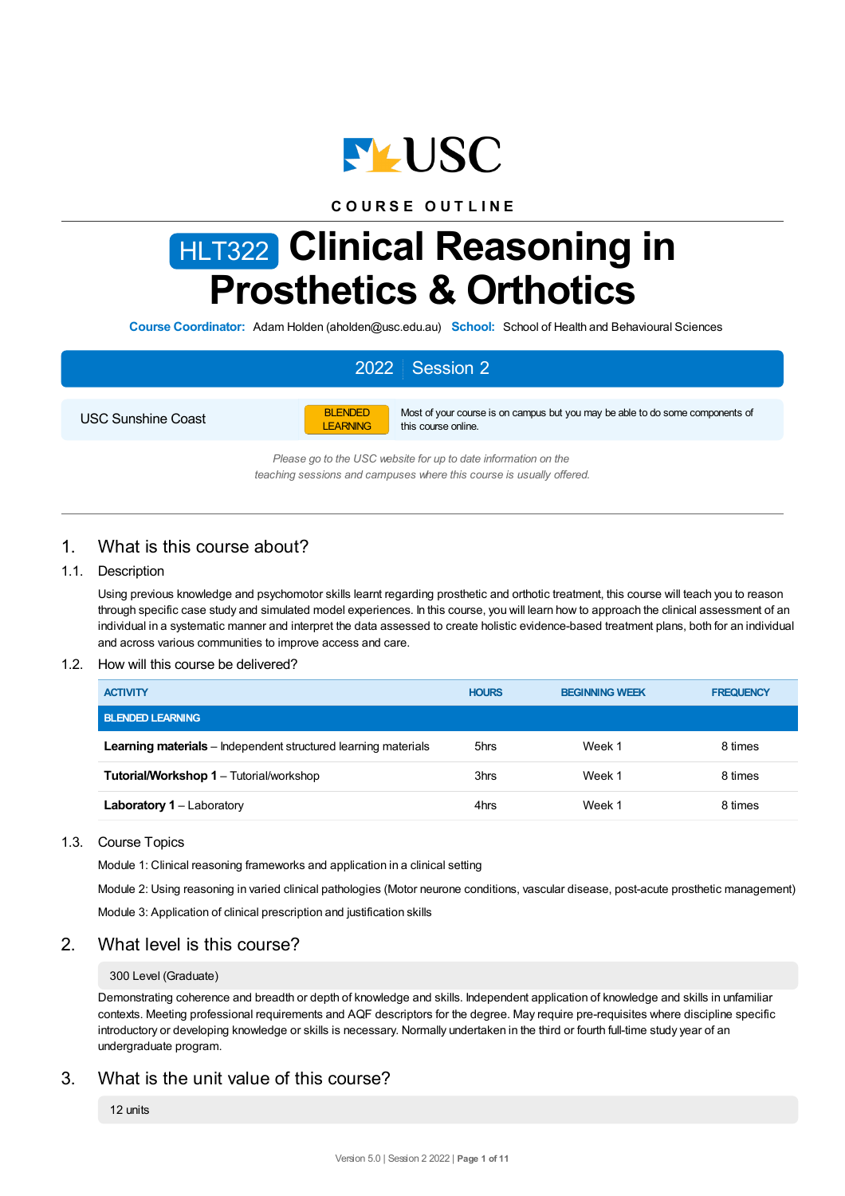USC

**COURSE OUTLINE**

# HLT322 Clinical Reasoning in Prosthetics & Orthotics

**Course Coordinator:** Adam Holden (aholden@usc.edu.au) **School:** School of Health and Behavioural Sciences

**2022 | Session 2**

| USC Sunshine Coast | BLENDED LEARNING | Most of your course is on campus but you may be able to do some components of this course online. |
|---|---|---|

*Please go to the USC website for up to date information on the teaching sessions and campuses where this course is usually offered.*

## 1. What is this course about?

### 1.1. Description

Using previous knowledge and psychomotor skills learnt regarding prosthetic and orthotic treatment, this course will teach you to reason through specific case study and simulated model experiences. In this course, you will learn how to approach the clinical assessment of an individual in a systematic manner and interpret the data assessed to create holistic evidence-based treatment plans, both for an individual and across various communities to improve access and care.

### 1.2. How will this course be delivered?

| ACTIVITY | HOURS | BEGINNING WEEK | FREQUENCY |
|---|---|---|---|
| **BLENDED LEARNING** | | | |
| **Learning materials** – Independent structured learning materials | 5hrs | Week 1 | 8 times |
| **Tutorial/Workshop 1** – Tutorial/workshop | 3hrs | Week 1 | 8 times |
| **Laboratory 1** – Laboratory | 4hrs | Week 1 | 8 times |

### 1.3. Course Topics

Module 1: Clinical reasoning frameworks and application in a clinical setting

Module 2: Using reasoning in varied clinical pathologies (Motor neurone conditions, vascular disease, post-acute prosthetic management)

Module 3: Application of clinical prescription and justification skills

## 2. What level is this course?

300 Level (Graduate)

Demonstrating coherence and breadth or depth of knowledge and skills. Independent application of knowledge and skills in unfamiliar contexts. Meeting professional requirements and AQF descriptors for the degree. May require pre-requisites where discipline specific introductory or developing knowledge or skills is necessary. Normally undertaken in the third or fourth full-time study year of an undergraduate program.

## 3. What is the unit value of this course?

12 units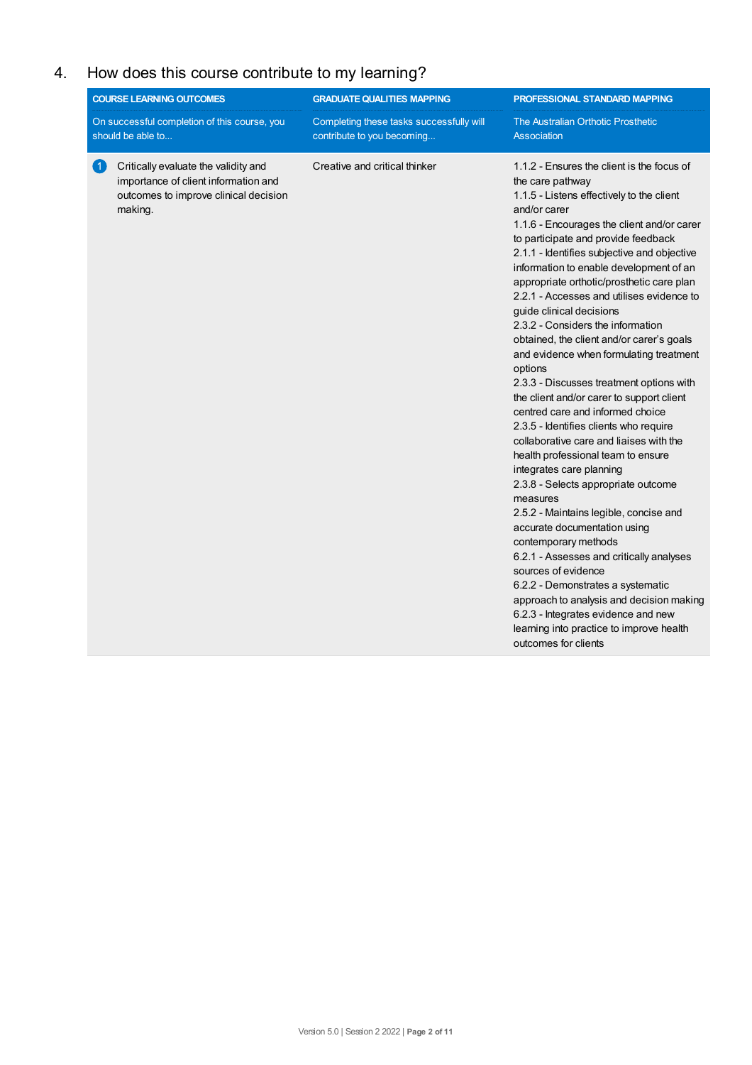## 4. How does this course contribute to my learning?

| COURSE LEARNING OUTCOMES<br>On successful completion of this course, you should be able to... | GRADUATE QUALITIES MAPPING<br>Completing these tasks successfully will contribute to you becoming... | PROFESSIONAL STANDARD MAPPING<br>The Australian Orthotic Prosthetic Association |
|---|---|---|
| 1 Critically evaluate the validity and importance of client information and outcomes to improve clinical decision making. | Creative and critical thinker | 1.1.2 - Ensures the client is the focus of the care pathway<br>1.1.5 - Listens effectively to the client and/or carer<br>1.1.6 - Encourages the client and/or carer to participate and provide feedback<br>2.1.1 - Identifies subjective and objective information to enable development of an appropriate orthotic/prosthetic care plan<br>2.2.1 - Accesses and utilises evidence to guide clinical decisions<br>2.3.2 - Considers the information obtained, the client and/or carer's goals and evidence when formulating treatment options<br>2.3.3 - Discusses treatment options with the client and/or carer to support client centred care and informed choice<br>2.3.5 - Identifies clients who require collaborative care and liaises with the health professional team to ensure integrates care planning<br>2.3.8 - Selects appropriate outcome measures<br>2.5.2 - Maintains legible, concise and accurate documentation using contemporary methods<br>6.2.1 - Assesses and critically analyses sources of evidence<br>6.2.2 - Demonstrates a systematic approach to analysis and decision making<br>6.2.3 - Integrates evidence and new learning into practice to improve health outcomes for clients |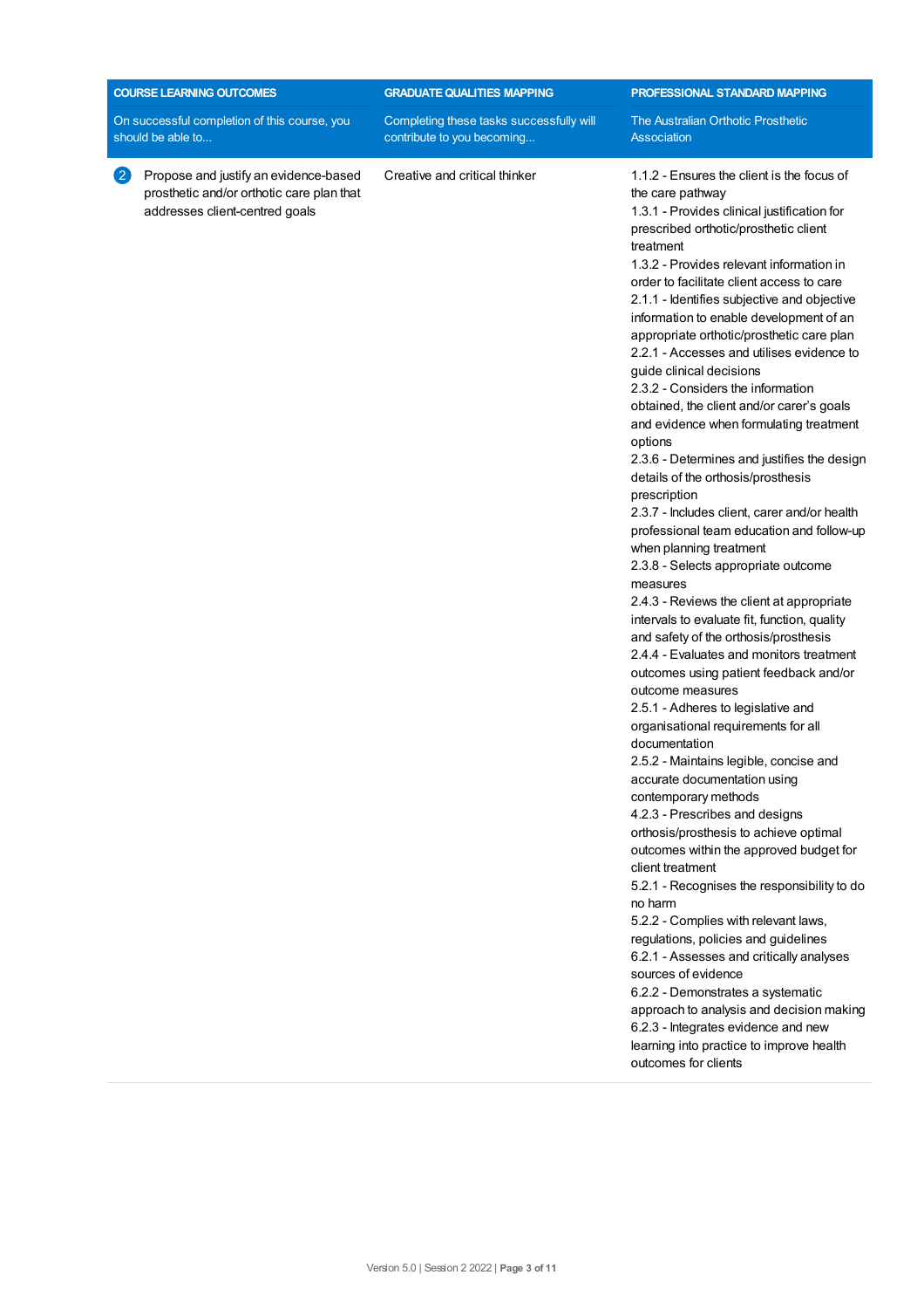| COURSE LEARNING OUTCOMES<br>On successful completion of this course, you should be able to... | GRADUATE QUALITIES MAPPING<br>Completing these tasks successfully will contribute to you becoming... | PROFESSIONAL STANDARD MAPPING<br>The Australian Orthotic Prosthetic Association |
|---|---|---|
| 2 Propose and justify an evidence-based prosthetic and/or orthotic care plan that addresses client-centred goals | Creative and critical thinker | 1.1.2 - Ensures the client is the focus of the care pathway<br>1.3.1 - Provides clinical justification for prescribed orthotic/prosthetic client treatment<br>1.3.2 - Provides relevant information in order to facilitate client access to care<br>2.1.1 - Identifies subjective and objective information to enable development of an appropriate orthotic/prosthetic care plan<br>2.2.1 - Accesses and utilises evidence to guide clinical decisions<br>2.3.2 - Considers the information obtained, the client and/or carer's goals and evidence when formulating treatment options<br>2.3.6 - Determines and justifies the design details of the orthosis/prosthesis prescription<br>2.3.7 - Includes client, carer and/or health professional team education and follow-up when planning treatment<br>2.3.8 - Selects appropriate outcome measures<br>2.4.3 - Reviews the client at appropriate intervals to evaluate fit, function, quality and safety of the orthosis/prosthesis<br>2.4.4 - Evaluates and monitors treatment outcomes using patient feedback and/or outcome measures<br>2.5.1 - Adheres to legislative and organisational requirements for all documentation<br>2.5.2 - Maintains legible, concise and accurate documentation using contemporary methods<br>4.2.3 - Prescribes and designs orthosis/prosthesis to achieve optimal outcomes within the approved budget for client treatment<br>5.2.1 - Recognises the responsibility to do no harm<br>5.2.2 - Complies with relevant laws, regulations, policies and guidelines<br>6.2.1 - Assesses and critically analyses sources of evidence<br>6.2.2 - Demonstrates a systematic approach to analysis and decision making<br>6.2.3 - Integrates evidence and new learning into practice to improve health outcomes for clients |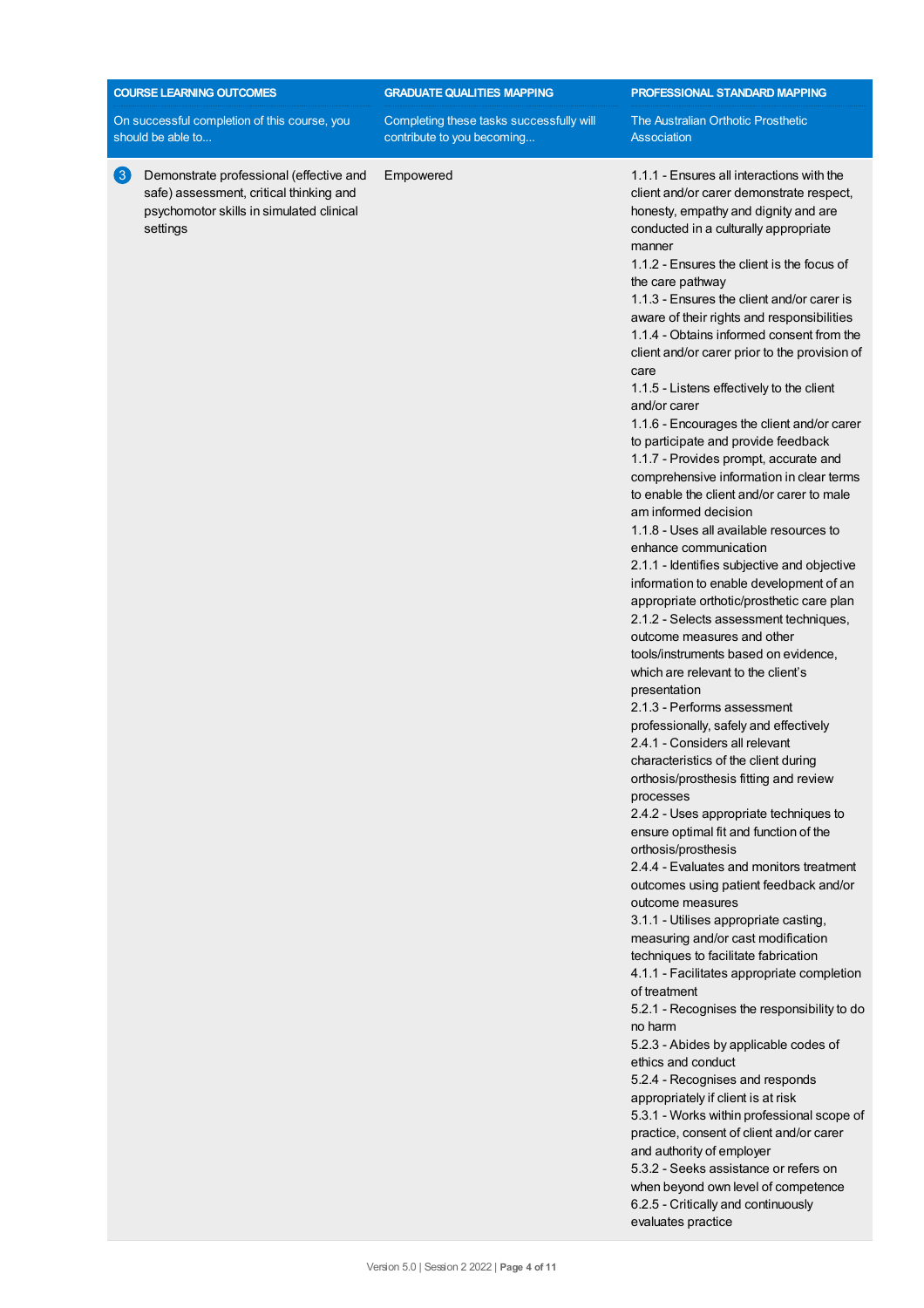| COURSE LEARNING OUTCOMES<br>On successful completion of this course, you should be able to... | GRADUATE QUALITIES MAPPING<br>Completing these tasks successfully will contribute to you becoming... | PROFESSIONAL STANDARD MAPPING<br>The Australian Orthotic Prosthetic Association |
|---|---|---|
| 3 Demonstrate professional (effective and safe) assessment, critical thinking and psychomotor skills in simulated clinical settings | Empowered | 1.1.1 - Ensures all interactions with the client and/or carer demonstrate respect, honesty, empathy and dignity and are conducted in a culturally appropriate manner<br>1.1.2 - Ensures the client is the focus of the care pathway<br>1.1.3 - Ensures the client and/or carer is aware of their rights and responsibilities<br>1.1.4 - Obtains informed consent from the client and/or carer prior to the provision of care<br>1.1.5 - Listens effectively to the client and/or carer<br>1.1.6 - Encourages the client and/or carer to participate and provide feedback<br>1.1.7 - Provides prompt, accurate and comprehensive information in clear terms to enable the client and/or carer to male am informed decision<br>1.1.8 - Uses all available resources to enhance communication<br>2.1.1 - Identifies subjective and objective information to enable development of an appropriate orthotic/prosthetic care plan<br>2.1.2 - Selects assessment techniques, outcome measures and other tools/instruments based on evidence, which are relevant to the client's presentation<br>2.1.3 - Performs assessment professionally, safely and effectively<br>2.4.1 - Considers all relevant characteristics of the client during orthosis/prosthesis fitting and review processes<br>2.4.2 - Uses appropriate techniques to ensure optimal fit and function of the orthosis/prosthesis<br>2.4.4 - Evaluates and monitors treatment outcomes using patient feedback and/or outcome measures<br>3.1.1 - Utilises appropriate casting, measuring and/or cast modification techniques to facilitate fabrication<br>4.1.1 - Facilitates appropriate completion of treatment<br>5.2.1 - Recognises the responsibility to do no harm<br>5.2.3 - Abides by applicable codes of ethics and conduct<br>5.2.4 - Recognises and responds appropriately if client is at risk<br>5.3.1 - Works within professional scope of practice, consent of client and/or carer and authority of employer<br>5.3.2 - Seeks assistance or refers on when beyond own level of competence<br>6.2.5 - Critically and continuously evaluates practice |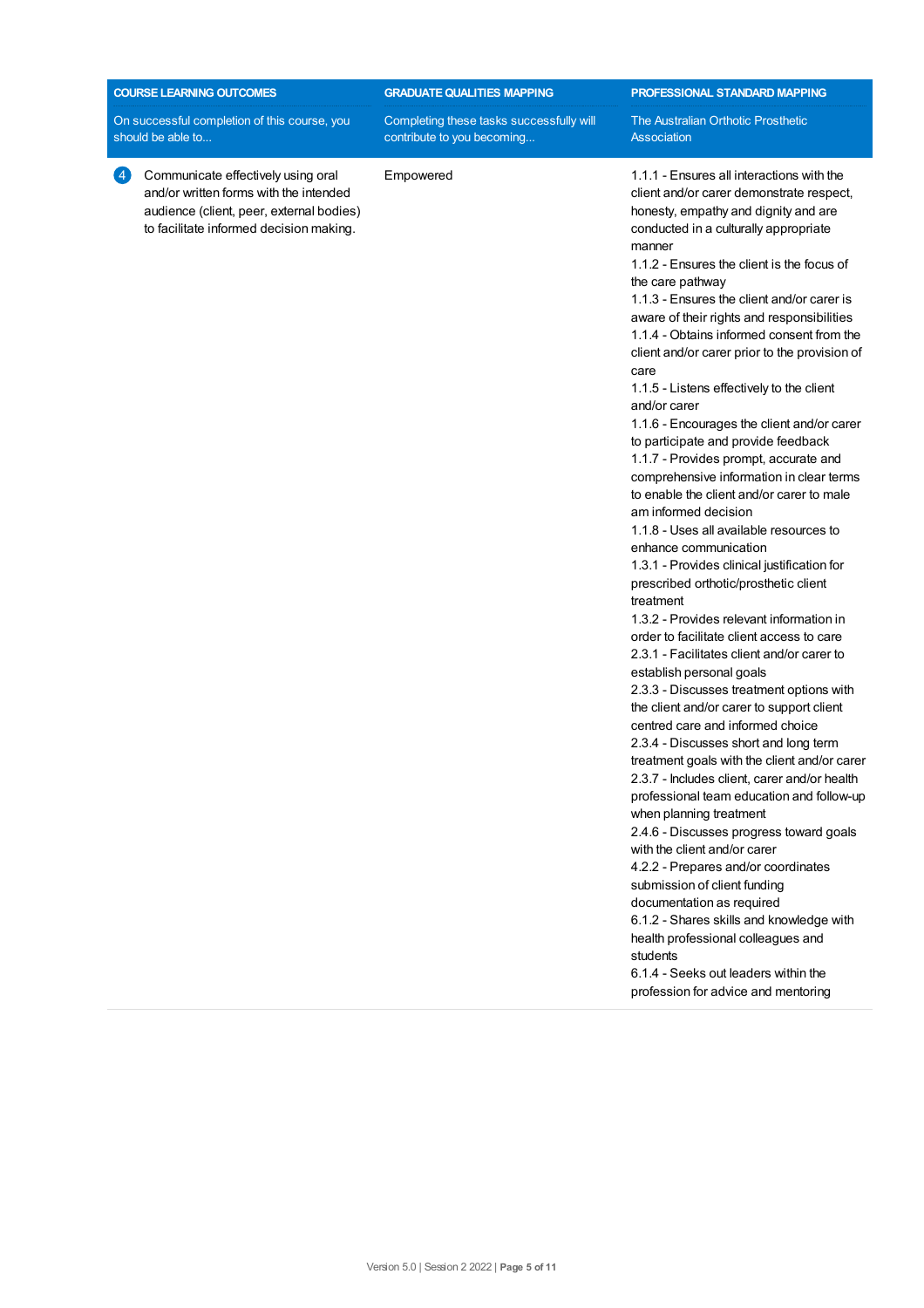| COURSE LEARNING OUTCOMES<br>On successful completion of this course, you should be able to... | GRADUATE QUALITIES MAPPING<br>Completing these tasks successfully will contribute to you becoming... | PROFESSIONAL STANDARD MAPPING<br>The Australian Orthotic Prosthetic Association |
| --- | --- | --- |
| 4 Communicate effectively using oral and/or written forms with the intended audience (client, peer, external bodies) to facilitate informed decision making. | Empowered | 1.1.1 - Ensures all interactions with the client and/or carer demonstrate respect, honesty, empathy and dignity and are conducted in a culturally appropriate manner<br>1.1.2 - Ensures the client is the focus of the care pathway<br>1.1.3 - Ensures the client and/or carer is aware of their rights and responsibilities<br>1.1.4 - Obtains informed consent from the client and/or carer prior to the provision of care<br>1.1.5 - Listens effectively to the client and/or carer<br>1.1.6 - Encourages the client and/or carer to participate and provide feedback<br>1.1.7 - Provides prompt, accurate and comprehensive information in clear terms to enable the client and/or carer to male am informed decision<br>1.1.8 - Uses all available resources to enhance communication<br>1.3.1 - Provides clinical justification for prescribed orthotic/prosthetic client treatment<br>1.3.2 - Provides relevant information in order to facilitate client access to care<br>2.3.1 - Facilitates client and/or carer to establish personal goals<br>2.3.3 - Discusses treatment options with the client and/or carer to support client centred care and informed choice<br>2.3.4 - Discusses short and long term treatment goals with the client and/or carer<br>2.3.7 - Includes client, carer and/or health professional team education and follow-up when planning treatment<br>2.4.6 - Discusses progress toward goals with the client and/or carer<br>4.2.2 - Prepares and/or coordinates submission of client funding documentation as required<br>6.1.2 - Shares skills and knowledge with health professional colleagues and students<br>6.1.4 - Seeks out leaders within the profession for advice and mentoring |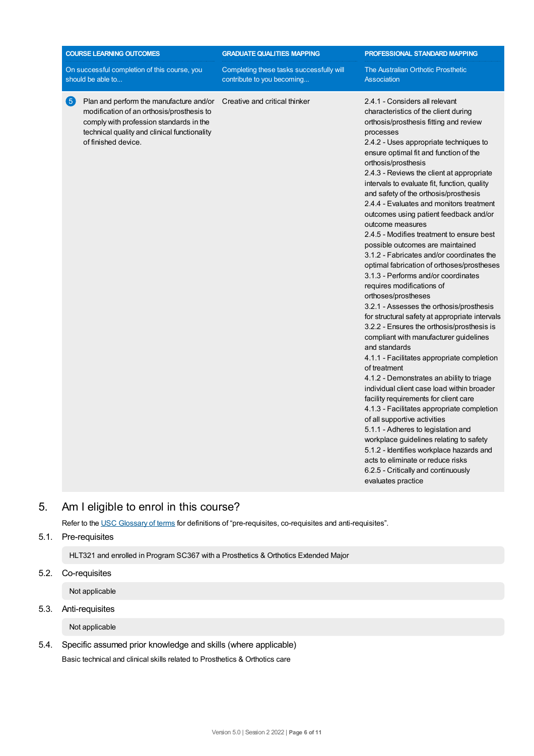| COURSE LEARNING OUTCOMES | GRADUATE QUALITIES MAPPING | PROFESSIONAL STANDARD MAPPING |
| --- | --- | --- |
| On successful completion of this course, you should be able to... | Completing these tasks successfully will contribute to you becoming... | The Australian Orthotic Prosthetic Association |
| 5 Plan and perform the manufacture and/or modification of an orthosis/prosthesis to comply with profession standards in the technical quality and clinical functionality of finished device. | Creative and critical thinker | 2.4.1 - Considers all relevant characteristics of the client during orthosis/prosthesis fitting and review processes<br>2.4.2 - Uses appropriate techniques to ensure optimal fit and function of the orthosis/prosthesis<br>2.4.3 - Reviews the client at appropriate intervals to evaluate fit, function, quality and safety of the orthosis/prosthesis<br>2.4.4 - Evaluates and monitors treatment outcomes using patient feedback and/or outcome measures<br>2.4.5 - Modifies treatment to ensure best possible outcomes are maintained<br>3.1.2 - Fabricates and/or coordinates the optimal fabrication of orthoses/prostheses<br>3.1.3 - Performs and/or coordinates requires modifications of orthoses/prostheses<br>3.2.1 - Assesses the orthosis/prosthesis for structural safety at appropriate intervals<br>3.2.2 - Ensures the orthosis/prosthesis is compliant with manufacturer guidelines and standards<br>4.1.1 - Facilitates appropriate completion of treatment<br>4.1.2 - Demonstrates an ability to triage individual client case load within broader facility requirements for client care<br>4.1.3 - Facilitates appropriate completion of all supportive activities<br>5.1.1 - Adheres to legislation and workplace guidelines relating to safety<br>5.1.2 - Identifies workplace hazards and acts to eliminate or reduce risks<br>6.2.5 - Critically and continuously evaluates practice |

## 5. Am I eligible to enrol in this course?

Refer to the USC Glossary of terms for definitions of "pre-requisites, co-requisites and anti-requisites".

### 5.1. Pre-requisites

HLT321 and enrolled in Program SC367 with a Prosthetics & Orthotics Extended Major

### 5.2. Co-requisites

Not applicable

### 5.3. Anti-requisites

Not applicable

### 5.4. Specific assumed prior knowledge and skills (where applicable)

Basic technical and clinical skills related to Prosthetics & Orthotics care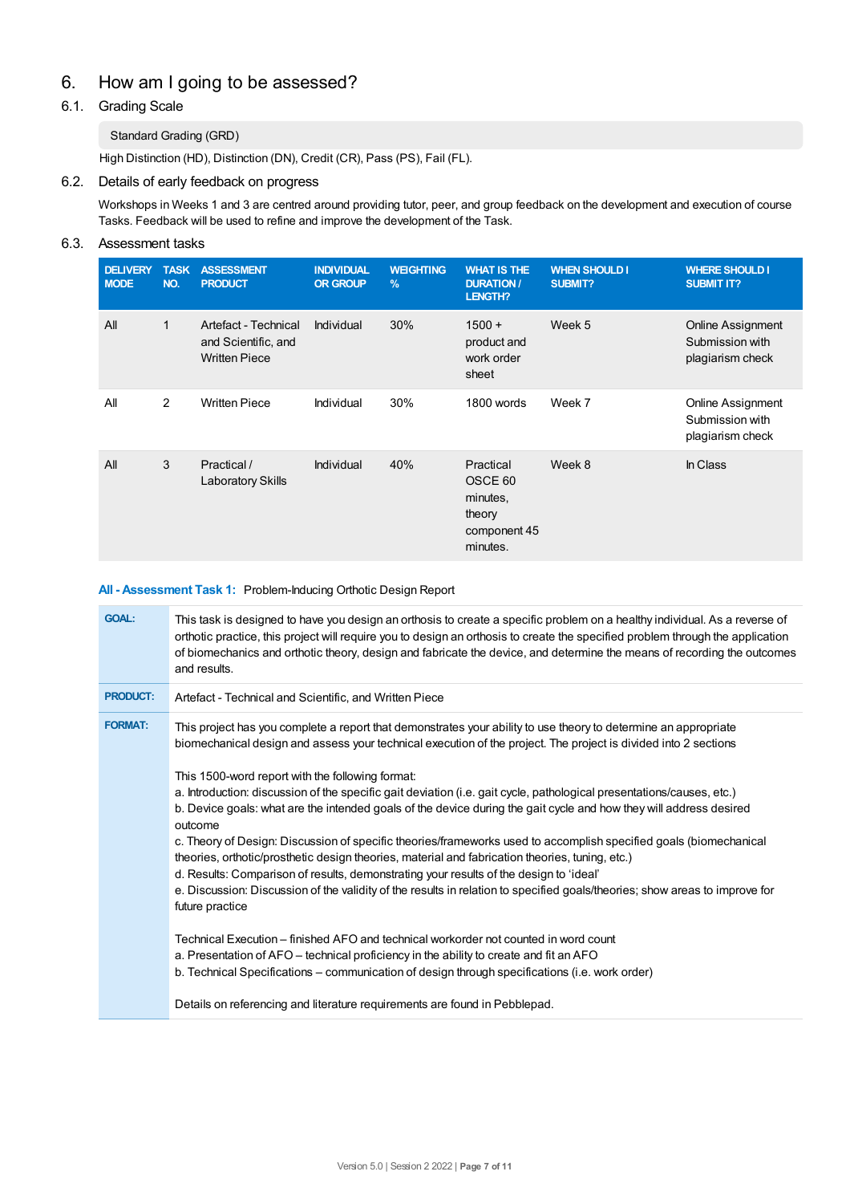# 6. How am I going to be assessed?

## 6.1. Grading Scale

Standard Grading (GRD)

High Distinction (HD), Distinction (DN), Credit (CR), Pass (PS), Fail (FL).

## 6.2. Details of early feedback on progress

Workshops in Weeks 1 and 3 are centred around providing tutor, peer, and group feedback on the development and execution of course Tasks. Feedback will be used to refine and improve the development of the Task.

## 6.3. Assessment tasks

| DELIVERY MODE | TASK NO. | ASSESSMENT PRODUCT | INDIVIDUAL OR GROUP | WEIGHTING % | WHAT IS THE DURATION / LENGTH? | WHEN SHOULD I SUBMIT? | WHERE SHOULD I SUBMIT IT? |
|---|---|---|---|---|---|---|---|
| All | 1 | Artefact - Technical and Scientific, and Written Piece | Individual | 30% | 1500 + product and work order sheet | Week 5 | Online Assignment Submission with plagiarism check |
| All | 2 | Written Piece | Individual | 30% | 1800 words | Week 7 | Online Assignment Submission with plagiarism check |
| All | 3 | Practical / Laboratory Skills | Individual | 40% | Practical OSCE 60 minutes, theory component 45 minutes. | Week 8 | In Class |

**All - Assessment Task 1:** Problem-Inducing Orthotic Design Report

| | |
|---|---|
| **GOAL:** | This task is designed to have you design an orthosis to create a specific problem on a healthy individual. As a reverse of orthotic practice, this project will require you to design an orthosis to create the specified problem through the application of biomechanics and orthotic theory, design and fabricate the device, and determine the means of recording the outcomes and results. |
| **PRODUCT:** | Artefact - Technical and Scientific, and Written Piece |
| **FORMAT:** | This project has you complete a report that demonstrates your ability to use theory to determine an appropriate biomechanical design and assess your technical execution of the project. The project is divided into 2 sections<br><br>This 1500-word report with the following format:<br>a. Introduction: discussion of the specific gait deviation (i.e. gait cycle, pathological presentations/causes, etc.)<br>b. Device goals: what are the intended goals of the device during the gait cycle and how they will address desired outcome<br>c. Theory of Design: Discussion of specific theories/frameworks used to accomplish specified goals (biomechanical theories, orthotic/prosthetic design theories, material and fabrication theories, tuning, etc.)<br>d. Results: Comparison of results, demonstrating your results of the design to 'ideal'<br>e. Discussion: Discussion of the validity of the results in relation to specified goals/theories; show areas to improve for future practice<br><br>Technical Execution – finished AFO and technical workorder not counted in word count<br>a. Presentation of AFO – technical proficiency in the ability to create and fit an AFO<br>b. Technical Specifications – communication of design through specifications (i.e. work order)<br><br>Details on referencing and literature requirements are found in Pebblepad. |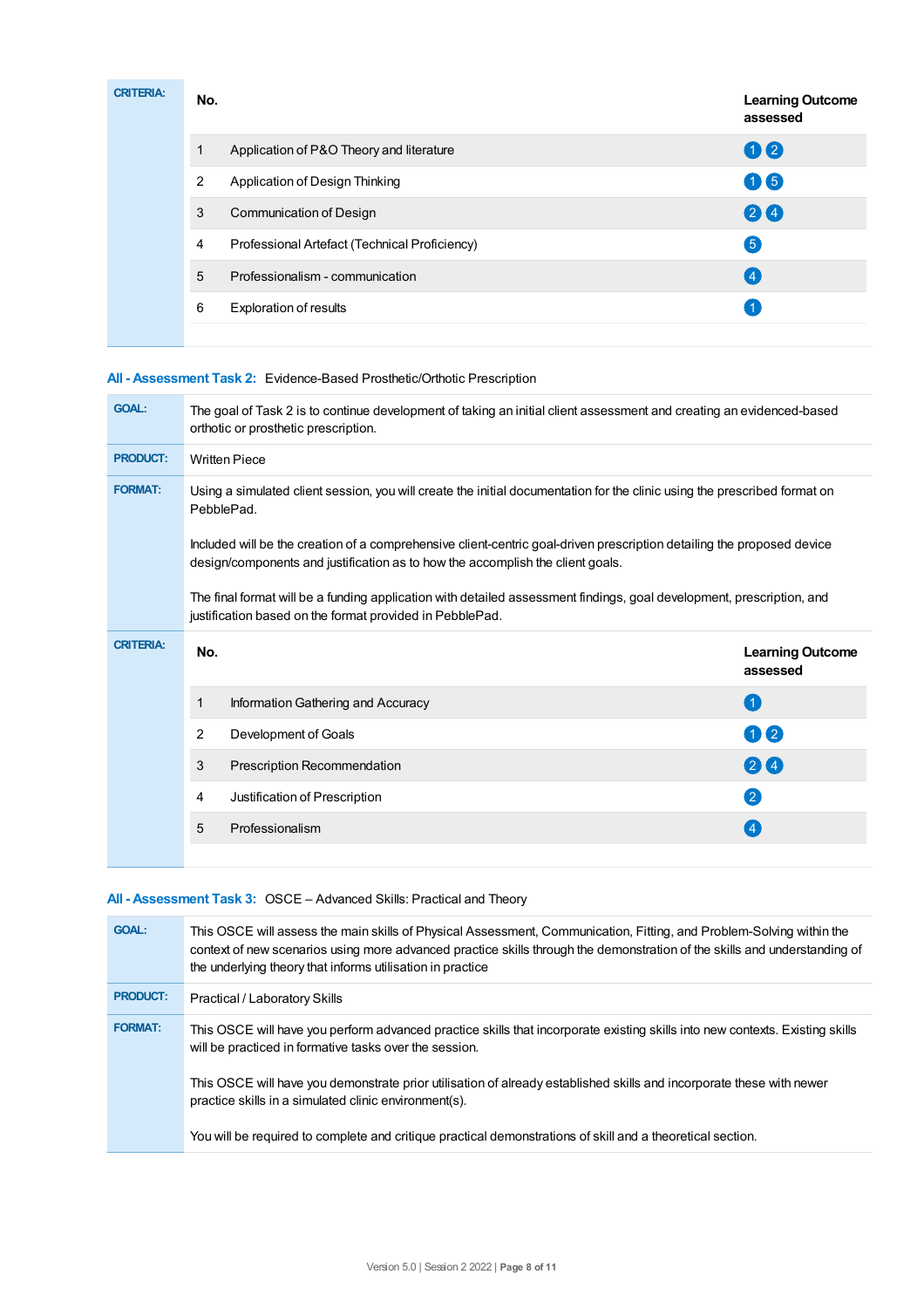**CRITERIA:**

| No. | | Learning Outcome assessed |
|---|---|---|
| 1 | Application of P&O Theory and literature | 1 2 |
| 2 | Application of Design Thinking | 1 5 |
| 3 | Communication of Design | 2 4 |
| 4 | Professional Artefact (Technical Proficiency) | 5 |
| 5 | Professionalism - communication | 4 |
| 6 | Exploration of results | 1 |

### All - Assessment Task 2: Evidence-Based Prosthetic/Orthotic Prescription

**GOAL:** The goal of Task 2 is to continue development of taking an initial client assessment and creating an evidenced-based orthotic or prosthetic prescription.

**PRODUCT:** Written Piece

**FORMAT:** Using a simulated client session, you will create the initial documentation for the clinic using the prescribed format on PebblePad.

Included will be the creation of a comprehensive client-centric goal-driven prescription detailing the proposed device design/components and justification as to how the accomplish the client goals.

The final format will be a funding application with detailed assessment findings, goal development, prescription, and justification based on the format provided in PebblePad.

**CRITERIA:**

| No. | | Learning Outcome assessed |
|---|---|---|
| 1 | Information Gathering and Accuracy | 1 |
| 2 | Development of Goals | 1 2 |
| 3 | Prescription Recommendation | 2 4 |
| 4 | Justification of Prescription | 2 |
| 5 | Professionalism | 4 |

### All - Assessment Task 3: OSCE – Advanced Skills: Practical and Theory

**GOAL:** This OSCE will assess the main skills of Physical Assessment, Communication, Fitting, and Problem-Solving within the context of new scenarios using more advanced practice skills through the demonstration of the skills and understanding of the underlying theory that informs utilisation in practice

**PRODUCT:** Practical / Laboratory Skills

**FORMAT:** This OSCE will have you perform advanced practice skills that incorporate existing skills into new contexts. Existing skills will be practiced in formative tasks over the session.

This OSCE will have you demonstrate prior utilisation of already established skills and incorporate these with newer practice skills in a simulated clinic environment(s).

You will be required to complete and critique practical demonstrations of skill and a theoretical section.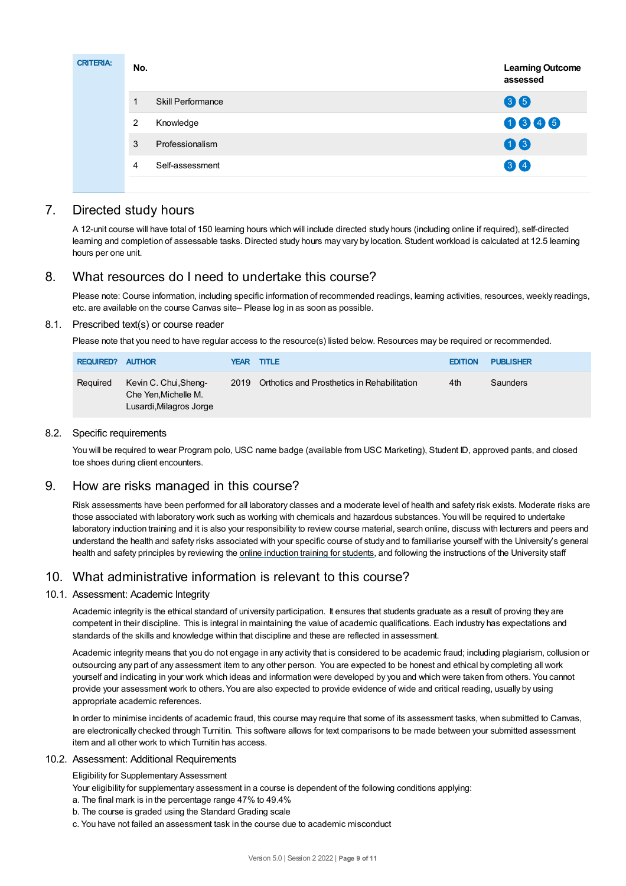| CRITERIA: | No. | | Learning Outcome assessed |
|---|---|---|---|
| | 1 | Skill Performance | 3 5 |
| | 2 | Knowledge | 1 3 4 5 |
| | 3 | Professionalism | 1 3 |
| | 4 | Self-assessment | 3 4 |

## 7. Directed study hours

A 12-unit course will have total of 150 learning hours which will include directed study hours (including online if required), self-directed learning and completion of assessable tasks. Directed study hours may vary by location. Student workload is calculated at 12.5 learning hours per one unit.

## 8. What resources do I need to undertake this course?

Please note: Course information, including specific information of recommended readings, learning activities, resources, weekly readings, etc. are available on the course Canvas site– Please log in as soon as possible.

### 8.1. Prescribed text(s) or course reader

Please note that you need to have regular access to the resource(s) listed below. Resources may be required or recommended.

| REQUIRED? | AUTHOR | YEAR | TITLE | EDITION | PUBLISHER |
|---|---|---|---|---|---|
| Required | Kevin C. Chui,Sheng-Che Yen,Michelle M. Lusardi,Milagros Jorge | 2019 | Orthotics and Prosthetics in Rehabilitation | 4th | Saunders |

### 8.2. Specific requirements

You will be required to wear Program polo, USC name badge (available from USC Marketing), Student ID, approved pants, and closed toe shoes during client encounters.

## 9. How are risks managed in this course?

Risk assessments have been performed for all laboratory classes and a moderate level of health and safety risk exists. Moderate risks are those associated with laboratory work such as working with chemicals and hazardous substances. You will be required to undertake laboratory induction training and it is also your responsibility to review course material, search online, discuss with lecturers and peers and understand the health and safety risks associated with your specific course of study and to familiarise yourself with the University's general health and safety principles by reviewing the online induction training for students, and following the instructions of the University staff

## 10. What administrative information is relevant to this course?

### 10.1. Assessment: Academic Integrity

Academic integrity is the ethical standard of university participation. It ensures that students graduate as a result of proving they are competent in their discipline. This is integral in maintaining the value of academic qualifications. Each industry has expectations and standards of the skills and knowledge within that discipline and these are reflected in assessment.

Academic integrity means that you do not engage in any activity that is considered to be academic fraud; including plagiarism, collusion or outsourcing any part of any assessment item to any other person. You are expected to be honest and ethical by completing all work yourself and indicating in your work which ideas and information were developed by you and which were taken from others. You cannot provide your assessment work to others. You are also expected to provide evidence of wide and critical reading, usually by using appropriate academic references.

In order to minimise incidents of academic fraud, this course may require that some of its assessment tasks, when submitted to Canvas, are electronically checked through Turnitin. This software allows for text comparisons to be made between your submitted assessment item and all other work to which Turnitin has access.

### 10.2. Assessment: Additional Requirements

Eligibility for Supplementary Assessment

Your eligibility for supplementary assessment in a course is dependent of the following conditions applying:

a. The final mark is in the percentage range 47% to 49.4%

b. The course is graded using the Standard Grading scale

c. You have not failed an assessment task in the course due to academic misconduct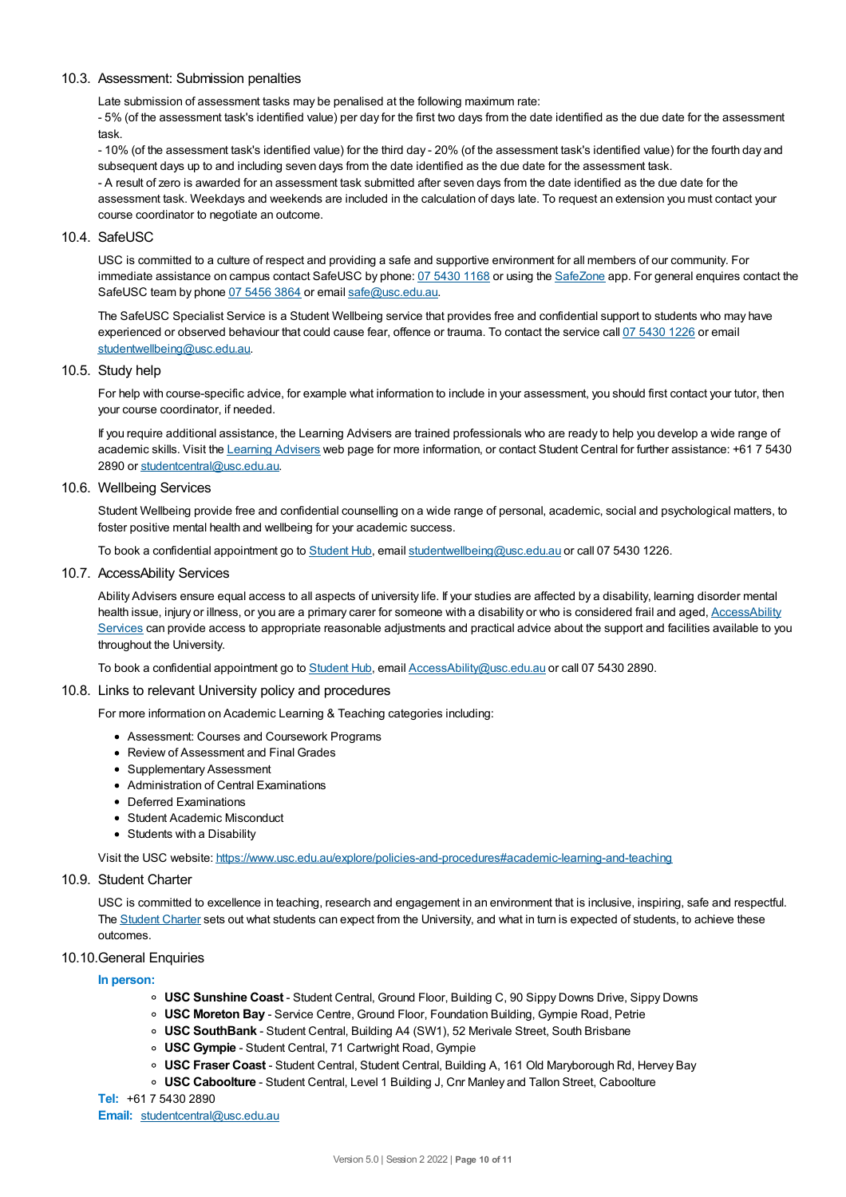### 10.3. Assessment: Submission penalties

Late submission of assessment tasks may be penalised at the following maximum rate:
- 5% (of the assessment task's identified value) per day for the first two days from the date identified as the due date for the assessment task.
- 10% (of the assessment task's identified value) for the third day - 20% (of the assessment task's identified value) for the fourth day and subsequent days up to and including seven days from the date identified as the due date for the assessment task.
- A result of zero is awarded for an assessment task submitted after seven days from the date identified as the due date for the assessment task. Weekdays and weekends are included in the calculation of days late. To request an extension you must contact your course coordinator to negotiate an outcome.

### 10.4. SafeUSC

USC is committed to a culture of respect and providing a safe and supportive environment for all members of our community. For immediate assistance on campus contact SafeUSC by phone: 07 5430 1168 or using the SafeZone app. For general enquires contact the SafeUSC team by phone 07 5456 3864 or email safe@usc.edu.au.

The SafeUSC Specialist Service is a Student Wellbeing service that provides free and confidential support to students who may have experienced or observed behaviour that could cause fear, offence or trauma. To contact the service call 07 5430 1226 or email studentwellbeing@usc.edu.au.

### 10.5. Study help

For help with course-specific advice, for example what information to include in your assessment, you should first contact your tutor, then your course coordinator, if needed.

If you require additional assistance, the Learning Advisers are trained professionals who are ready to help you develop a wide range of academic skills. Visit the Learning Advisers web page for more information, or contact Student Central for further assistance: +61 7 5430 2890 or studentcentral@usc.edu.au.

### 10.6. Wellbeing Services

Student Wellbeing provide free and confidential counselling on a wide range of personal, academic, social and psychological matters, to foster positive mental health and wellbeing for your academic success.

To book a confidential appointment go to Student Hub, email studentwellbeing@usc.edu.au or call 07 5430 1226.

### 10.7. AccessAbility Services

Ability Advisers ensure equal access to all aspects of university life. If your studies are affected by a disability, learning disorder mental health issue, injury or illness, or you are a primary carer for someone with a disability or who is considered frail and aged, AccessAbility Services can provide access to appropriate reasonable adjustments and practical advice about the support and facilities available to you throughout the University.

To book a confidential appointment go to Student Hub, email AccessAbility@usc.edu.au or call 07 5430 2890.

### 10.8. Links to relevant University policy and procedures

For more information on Academic Learning & Teaching categories including:

- Assessment: Courses and Coursework Programs
- Review of Assessment and Final Grades
- Supplementary Assessment
- Administration of Central Examinations
- Deferred Examinations
- Student Academic Misconduct
- Students with a Disability

Visit the USC website: https://www.usc.edu.au/explore/policies-and-procedures#academic-learning-and-teaching

### 10.9. Student Charter

USC is committed to excellence in teaching, research and engagement in an environment that is inclusive, inspiring, safe and respectful. The Student Charter sets out what students can expect from the University, and what in turn is expected of students, to achieve these outcomes.

### 10.10. General Enquiries

**In person:**

- **USC Sunshine Coast** - Student Central, Ground Floor, Building C, 90 Sippy Downs Drive, Sippy Downs
- **USC Moreton Bay** - Service Centre, Ground Floor, Foundation Building, Gympie Road, Petrie
- **USC SouthBank** - Student Central, Building A4 (SW1), 52 Merivale Street, South Brisbane
- **USC Gympie** - Student Central, 71 Cartwright Road, Gympie
- **USC Fraser Coast** - Student Central, Student Central, Building A, 161 Old Maryborough Rd, Hervey Bay
- **USC Caboolture** - Student Central, Level 1 Building J, Cnr Manley and Tallon Street, Caboolture

**Tel:** +61 7 5430 2890

**Email:** studentcentral@usc.edu.au